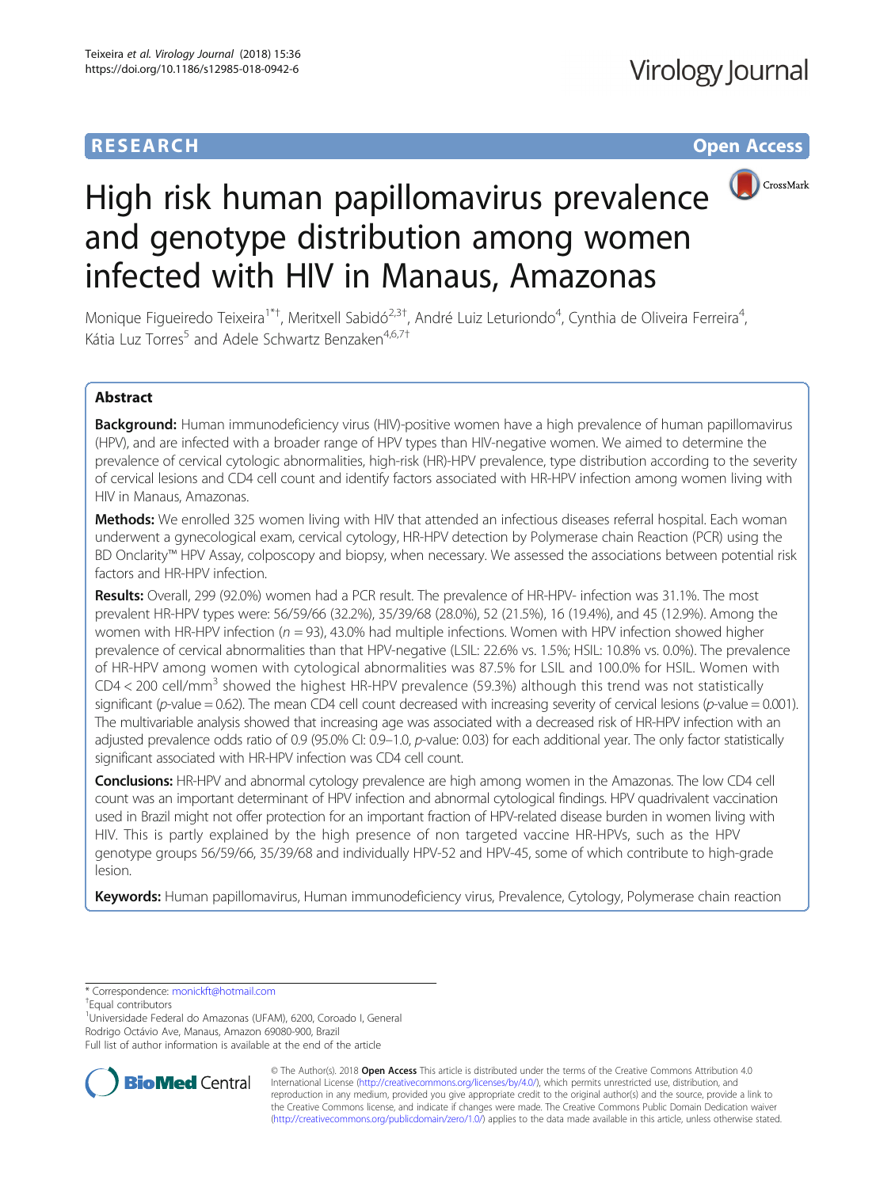**RESEARCH** **Open Access**

# High risk human papillomavirus prevalence and genotype distribution among women infected with HIV in Manaus, Amazonas

Monique Figueiredo Teixeira[1*†], Meritxell Sabidó[2,3†], André Luiz Leturiondo[4], Cynthia de Oliveira Ferreira[4], Kátia Luz Torres[5] and Adele Schwartz Benzaken[4,6,7†]

## Abstract

**Background:** Human immunodeficiency virus (HIV)-positive women have a high prevalence of human papillomavirus (HPV), and are infected with a broader range of HPV types than HIV-negative women. We aimed to determine the prevalence of cervical cytologic abnormalities, high-risk (HR)-HPV prevalence, type distribution according to the severity of cervical lesions and CD4 cell count and identify factors associated with HR-HPV infection among women living with HIV in Manaus, Amazonas.

**Methods:** We enrolled 325 women living with HIV that attended an infectious diseases referral hospital. Each woman underwent a gynecological exam, cervical cytology, HR-HPV detection by Polymerase chain Reaction (PCR) using the BD Onclarity™ HPV Assay, colposcopy and biopsy, when necessary. We assessed the associations between potential risk factors and HR-HPV infection.

**Results:** Overall, 299 (92.0%) women had a PCR result. The prevalence of HR-HPV- infection was 31.1%. The most prevalent HR-HPV types were: 56/59/66 (32.2%), 35/39/68 (28.0%), 52 (21.5%), 16 (19.4%), and 45 (12.9%). Among the women with HR-HPV infection ($n$ = 93), 43.0% had multiple infections. Women with HPV infection showed higher prevalence of cervical abnormalities than that HPV-negative (LSIL: 22.6% vs. 1.5%; HSIL: 10.8% vs. 0.0%). The prevalence of HR-HPV among women with cytological abnormalities was 87.5% for LSIL and 100.0% for HSIL. Women with CD4 < 200 cell/mm$^3$ showed the highest HR-HPV prevalence (59.3%) although this trend was not statistically significant ($p$-value = 0.62). The mean CD4 cell count decreased with increasing severity of cervical lesions ($p$-value = 0.001). The multivariable analysis showed that increasing age was associated with a decreased risk of HR-HPV infection with an adjusted prevalence odds ratio of 0.9 (95.0% CI: 0.9–1.0, $p$-value: 0.03) for each additional year. The only factor statistically significant associated with HR-HPV infection was CD4 cell count.

**Conclusions:** HR-HPV and abnormal cytology prevalence are high among women in the Amazonas. The low CD4 cell count was an important determinant of HPV infection and abnormal cytological findings. HPV quadrivalent vaccination used in Brazil might not offer protection for an important fraction of HPV-related disease burden in women living with HIV. This is partly explained by the high presence of non targeted vaccine HR-HPVs, such as the HPV genotype groups 56/59/66, 35/39/68 and individually HPV-52 and HPV-45, some of which contribute to high-grade lesion.

**Keywords:** Human papillomavirus, Human immunodeficiency virus, Prevalence, Cytology, Polymerase chain reaction

---

* Correspondence: monickft@hotmail.com

†Equal contributors

[1]Universidade Federal do Amazonas (UFAM), 6200, Coroado I, General Rodrigo Octávio Ave, Manaus, Amazon 69080-900, Brazil

Full list of author information is available at the end of the article

© The Author(s). 2018 **Open Access** This article is distributed under the terms of the Creative Commons Attribution 4.0 International License (http://creativecommons.org/licenses/by/4.0/), which permits unrestricted use, distribution, and reproduction in any medium, provided you give appropriate credit to the original author(s) and the source, provide a link to the Creative Commons license, and indicate if changes were made. The Creative Commons Public Domain Dedication waiver (http://creativecommons.org/publicdomain/zero/1.0/) applies to the data made available in this article, unless otherwise stated.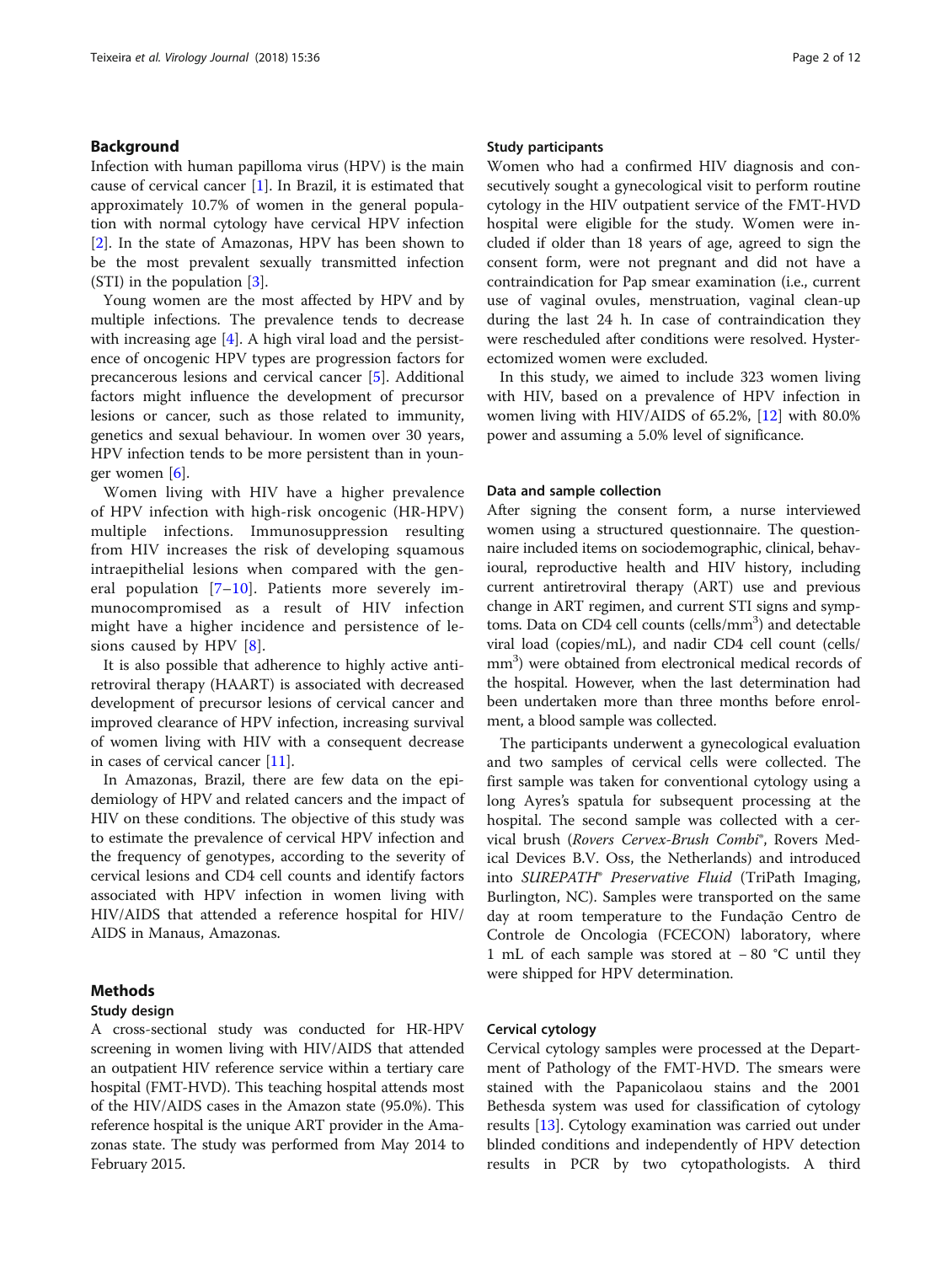## Background

Infection with human papilloma virus (HPV) is the main cause of cervical cancer [1]. In Brazil, it is estimated that approximately 10.7% of women in the general population with normal cytology have cervical HPV infection [2]. In the state of Amazonas, HPV has been shown to be the most prevalent sexually transmitted infection (STI) in the population [3].

Young women are the most affected by HPV and by multiple infections. The prevalence tends to decrease with increasing age [4]. A high viral load and the persistence of oncogenic HPV types are progression factors for precancerous lesions and cervical cancer [5]. Additional factors might influence the development of precursor lesions or cancer, such as those related to immunity, genetics and sexual behaviour. In women over 30 years, HPV infection tends to be more persistent than in younger women [6].

Women living with HIV have a higher prevalence of HPV infection with high-risk oncogenic (HR-HPV) multiple infections. Immunosuppression resulting from HIV increases the risk of developing squamous intraepithelial lesions when compared with the general population [7–10]. Patients more severely immunocompromised as a result of HIV infection might have a higher incidence and persistence of lesions caused by HPV [8].

It is also possible that adherence to highly active antiretroviral therapy (HAART) is associated with decreased development of precursor lesions of cervical cancer and improved clearance of HPV infection, increasing survival of women living with HIV with a consequent decrease in cases of cervical cancer [11].

In Amazonas, Brazil, there are few data on the epidemiology of HPV and related cancers and the impact of HIV on these conditions. The objective of this study was to estimate the prevalence of cervical HPV infection and the frequency of genotypes, according to the severity of cervical lesions and CD4 cell counts and identify factors associated with HPV infection in women living with HIV/AIDS that attended a reference hospital for HIV/AIDS in Manaus, Amazonas.

## Methods

### Study design

A cross-sectional study was conducted for HR-HPV screening in women living with HIV/AIDS that attended an outpatient HIV reference service within a tertiary care hospital (FMT-HVD). This teaching hospital attends most of the HIV/AIDS cases in the Amazon state (95.0%). This reference hospital is the unique ART provider in the Amazonas state. The study was performed from May 2014 to February 2015.

### Study participants

Women who had a confirmed HIV diagnosis and consecutively sought a gynecological visit to perform routine cytology in the HIV outpatient service of the FMT-HVD hospital were eligible for the study. Women were included if older than 18 years of age, agreed to sign the consent form, were not pregnant and did not have a contraindication for Pap smear examination (i.e., current use of vaginal ovules, menstruation, vaginal clean-up during the last 24 h. In case of contraindication they were rescheduled after conditions were resolved. Hysterectomized women were excluded.

In this study, we aimed to include 323 women living with HIV, based on a prevalence of HPV infection in women living with HIV/AIDS of 65.2%, [12] with 80.0% power and assuming a 5.0% level of significance.

### Data and sample collection

After signing the consent form, a nurse interviewed women using a structured questionnaire. The questionnaire included items on sociodemographic, clinical, behavioural, reproductive health and HIV history, including current antiretroviral therapy (ART) use and previous change in ART regimen, and current STI signs and symptoms. Data on CD4 cell counts (cells/mm$^3$) and detectable viral load (copies/mL), and nadir CD4 cell count (cells/mm$^3$) were obtained from electronical medical records of the hospital. However, when the last determination had been undertaken more than three months before enrolment, a blood sample was collected.

The participants underwent a gynecological evaluation and two samples of cervical cells were collected. The first sample was taken for conventional cytology using a long Ayres's spatula for subsequent processing at the hospital. The second sample was collected with a cervical brush (*Rovers Cervex-Brush Combi*®, Rovers Medical Devices B.V. Oss, the Netherlands) and introduced into *SUREPATH*® *Preservative Fluid* (TriPath Imaging, Burlington, NC). Samples were transported on the same day at room temperature to the Fundação Centro de Controle de Oncologia (FCECON) laboratory, where 1 mL of each sample was stored at − 80 °C until they were shipped for HPV determination.

### Cervical cytology

Cervical cytology samples were processed at the Department of Pathology of the FMT-HVD. The smears were stained with the Papanicolaou stains and the 2001 Bethesda system was used for classification of cytology results [13]. Cytology examination was carried out under blinded conditions and independently of HPV detection results in PCR by two cytopathologists. A third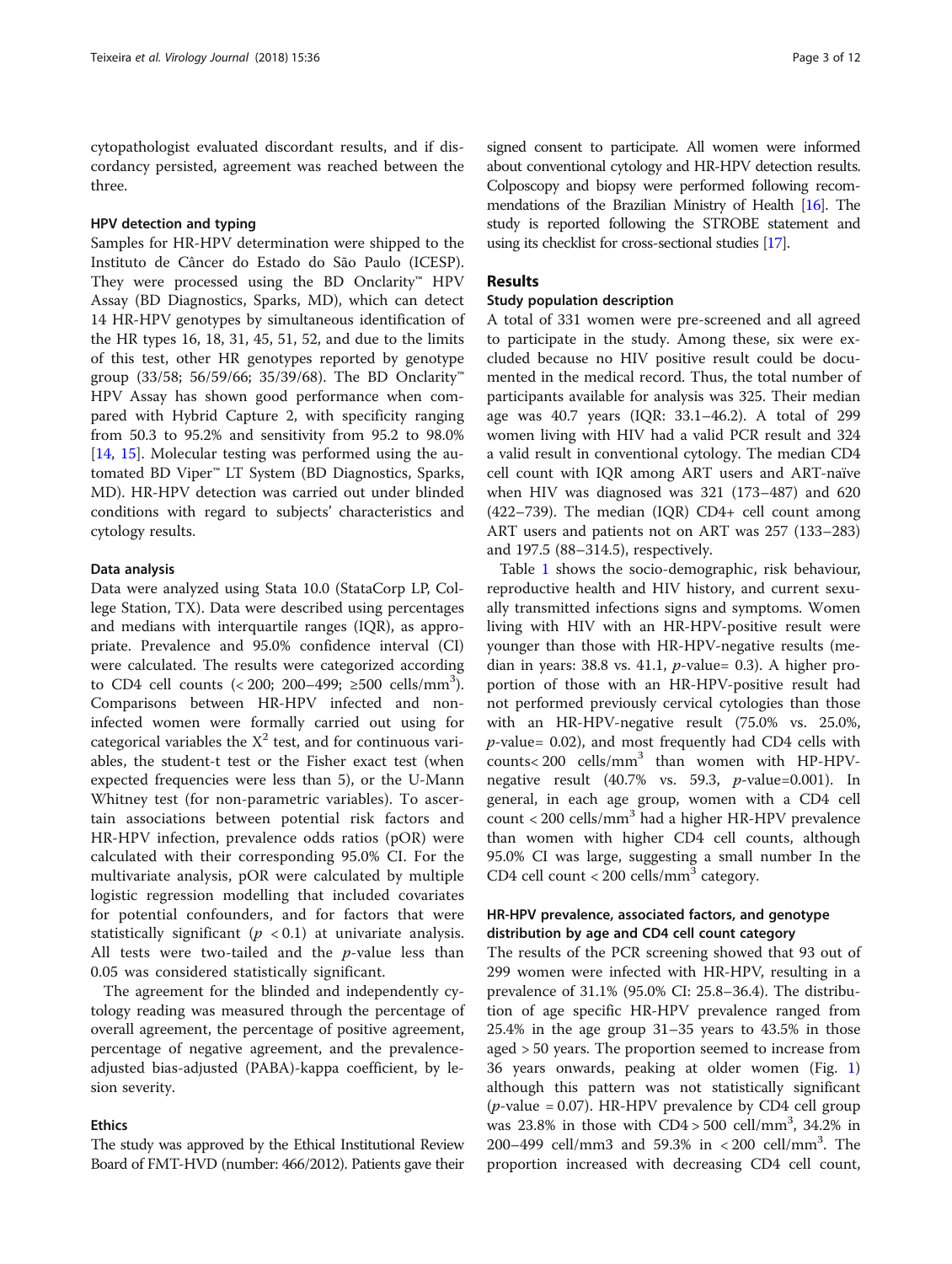cytopathologist evaluated discordant results, and if discordancy persisted, agreement was reached between the three.

### HPV detection and typing

Samples for HR-HPV determination were shipped to the Instituto de Câncer do Estado do São Paulo (ICESP). They were processed using the BD Onclarity™ HPV Assay (BD Diagnostics, Sparks, MD), which can detect 14 HR-HPV genotypes by simultaneous identification of the HR types 16, 18, 31, 45, 51, 52, and due to the limits of this test, other HR genotypes reported by genotype group (33/58; 56/59/66; 35/39/68). The BD Onclarity™ HPV Assay has shown good performance when compared with Hybrid Capture 2, with specificity ranging from 50.3 to 95.2% and sensitivity from 95.2 to 98.0% [14, 15]. Molecular testing was performed using the automated BD Viper™ LT System (BD Diagnostics, Sparks, MD). HR-HPV detection was carried out under blinded conditions with regard to subjects' characteristics and cytology results.

### Data analysis

Data were analyzed using Stata 10.0 (StataCorp LP, College Station, TX). Data were described using percentages and medians with interquartile ranges (IQR), as appropriate. Prevalence and 95.0% confidence interval (CI) were calculated. The results were categorized according to CD4 cell counts (< 200; 200–499; ≥500 cells/mm$^3$). Comparisons between HR-HPV infected and non-infected women were formally carried out using for categorical variables the $X^2$ test, and for continuous variables, the student-t test or the Fisher exact test (when expected frequencies were less than 5), or the U-Mann Whitney test (for non-parametric variables). To ascertain associations between potential risk factors and HR-HPV infection, prevalence odds ratios (pOR) were calculated with their corresponding 95.0% CI. For the multivariate analysis, pOR were calculated by multiple logistic regression modelling that included covariates for potential confounders, and for factors that were statistically significant ($p < 0.1$) at univariate analysis. All tests were two-tailed and the *p*-value less than 0.05 was considered statistically significant.

The agreement for the blinded and independently cytology reading was measured through the percentage of overall agreement, the percentage of positive agreement, percentage of negative agreement, and the prevalence-adjusted bias-adjusted (PABA)-kappa coefficient, by lesion severity.

### Ethics

The study was approved by the Ethical Institutional Review Board of FMT-HVD (number: 466/2012). Patients gave their signed consent to participate. All women were informed about conventional cytology and HR-HPV detection results. Colposcopy and biopsy were performed following recommendations of the Brazilian Ministry of Health [16]. The study is reported following the STROBE statement and using its checklist for cross-sectional studies [17].

## Results

### Study population description

A total of 331 women were pre-screened and all agreed to participate in the study. Among these, six were excluded because no HIV positive result could be documented in the medical record. Thus, the total number of participants available for analysis was 325. Their median age was 40.7 years (IQR: 33.1–46.2). A total of 299 women living with HIV had a valid PCR result and 324 a valid result in conventional cytology. The median CD4 cell count with IQR among ART users and ART-naïve when HIV was diagnosed was 321 (173–487) and 620 (422–739). The median (IQR) CD4+ cell count among ART users and patients not on ART was 257 (133–283) and 197.5 (88–314.5), respectively.

Table 1 shows the socio-demographic, risk behaviour, reproductive health and HIV history, and current sexually transmitted infections signs and symptoms. Women living with HIV with an HR-HPV-positive result were younger than those with HR-HPV-negative results (median in years: 38.8 vs. 41.1, *p*-value= 0.3). A higher proportion of those with an HR-HPV-positive result had not performed previously cervical cytologies than those with an HR-HPV-negative result (75.0% vs. 25.0%, *p*-value= 0.02), and most frequently had CD4 cells with counts< 200 cells/mm$^3$ than women with HP-HPV-negative result (40.7% vs. 59.3, *p*-value=0.001). In general, in each age group, women with a CD4 cell count < 200 cells/mm$^3$ had a higher HR-HPV prevalence than women with higher CD4 cell counts, although 95.0% CI was large, suggesting a small number In the CD4 cell count < 200 cells/mm$^3$ category.

### HR-HPV prevalence, associated factors, and genotype distribution by age and CD4 cell count category

The results of the PCR screening showed that 93 out of 299 women were infected with HR-HPV, resulting in a prevalence of 31.1% (95.0% CI: 25.8–36.4). The distribution of age specific HR-HPV prevalence ranged from 25.4% in the age group 31–35 years to 43.5% in those aged > 50 years. The proportion seemed to increase from 36 years onwards, peaking at older women (Fig. 1) although this pattern was not statistically significant (*p*-value = 0.07). HR-HPV prevalence by CD4 cell group was 23.8% in those with CD4 > 500 cell/mm$^3$, 34.2% in 200–499 cell/mm3 and 59.3% in < 200 cell/mm$^3$. The proportion increased with decreasing CD4 cell count,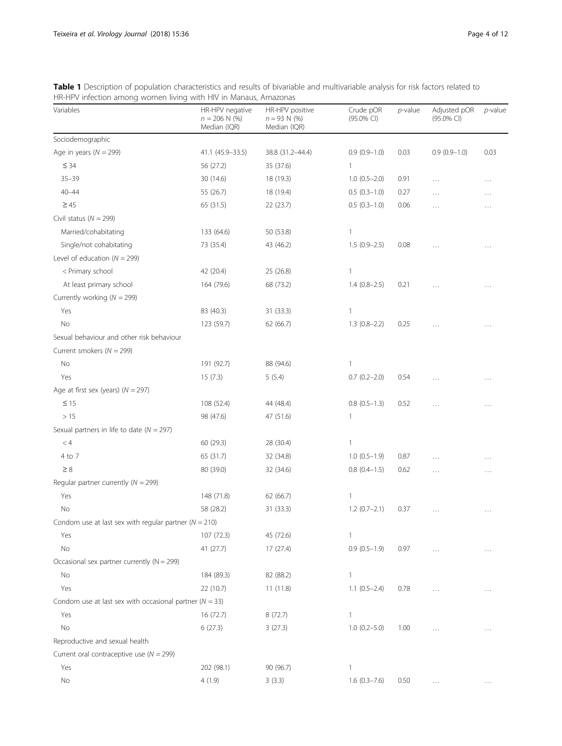**Table 1** Description of population characteristics and results of bivariable and multivariable analysis for risk factors related to HR-HPV infection among women living with HIV in Manaus, Amazonas

| Variables | HR-HPV negative $n = 206$ N (%) Median (IQR) | HR-HPV positive $n = 93$ N (%) Median (IQR) | Crude pOR (95.0% CI) | *p*-value | Adjusted pOR (95.0% CI) | *p*-value |
|---|---|---|---|---|---|---|
| Sociodemographic | | | | | | |
| Age in years ($N = 299$) | 41.1 (45.9–33.5) | 38.8 (31.2–44.4) | 0.9 (0.9–1.0) | 0.03 | 0.9 (0.9–1.0) | 0.03 |
| ≤ 34 | 56 (27.2) | 35 (37.6) | 1 | | | |
| 35–39 | 30 (14.6) | 18 (19.3) | 1.0 (0.5–2.0) | 0.91 | … | … |
| 40–44 | 55 (26.7) | 18 (19.4) | 0.5 (0.3–1.0) | 0.27 | … | … |
| ≥ 45 | 65 (31.5) | 22 (23.7) | 0.5 (0.3–1.0) | 0.06 | … | … |
| Civil status ($N = 299$) | | | | | | |
| Married/cohabitating | 133 (64.6) | 50 (53.8) | 1 | | | |
| Single/not cohabitating | 73 (35.4) | 43 (46.2) | 1.5 (0.9–2.5) | 0.08 | … | … |
| Level of education ($N = 299$) | | | | | | |
| < Primary school | 42 (20.4) | 25 (26.8) | 1 | | | |
| At least primary school | 164 (79.6) | 68 (73.2) | 1.4 (0.8–2.5) | 0.21 | … | … |
| Currently working ($N = 299$) | | | | | | |
| Yes | 83 (40.3) | 31 (33.3) | 1 | | | |
| No | 123 (59.7) | 62 (66.7) | 1.3 (0.8–2.2) | 0.25 | … | … |
| Sexual behaviour and other risk behaviour | | | | | | |
| Current smokers ($N = 299$) | | | | | | |
| No | 191 (92.7) | 88 (94.6) | 1 | | | |
| Yes | 15 (7.3) | 5 (5.4) | 0.7 (0.2–2.0) | 0.54 | … | … |
| Age at first sex (years) ($N = 297$) | | | | | | |
| ≤ 15 | 108 (52.4) | 44 (48.4) | 0.8 (0.5–1.3) | 0.52 | … | … |
| > 15 | 98 (47.6) | 47 (51.6) | 1 | | | |
| Sexual partners in life to date ($N = 297$) | | | | | | |
| < 4 | 60 (29.3) | 28 (30.4) | 1 | | | |
| 4 to 7 | 65 (31.7) | 32 (34.8) | 1.0 (0.5–1.9) | 0.87 | … | … |
| ≥ 8 | 80 (39.0) | 32 (34.6) | 0.8 (0.4–1.5) | 0.62 | … | … |
| Regular partner currently ($N = 299$) | | | | | | |
| Yes | 148 (71.8) | 62 (66.7) | 1 | | | |
| No | 58 (28.2) | 31 (33.3) | 1.2 (0.7–2.1) | 0.37 | … | … |
| Condom use at last sex with regular partner ($N = 210$) | | | | | | |
| Yes | 107 (72.3) | 45 (72.6) | 1 | | | |
| No | 41 (27.7) | 17 (27.4) | 0.9 (0.5–1.9) | 0.97 | … | … |
| Occasional sex partner currently ($N = 299$) | | | | | | |
| No | 184 (89.3) | 82 (88.2) | 1 | | | |
| Yes | 22 (10.7) | 11 (11.8) | 1.1 (0.5–2.4) | 0.78 | … | … |
| Condom use at last sex with occasional partner ($N = 33$) | | | | | | |
| Yes | 16 (72.7) | 8 (72.7) | 1 | | | |
| No | 6 (27.3) | 3 (27.3) | 1.0 (0.2–5.0) | 1.00 | … | … |
| Reproductive and sexual health | | | | | | |
| Current oral contraceptive use ($N = 299$) | | | | | | |
| Yes | 202 (98.1) | 90 (96.7) | 1 | | | |
| No | 4 (1.9) | 3 (3.3) | 1.6 (0.3–7.6) | 0.50 | … | … |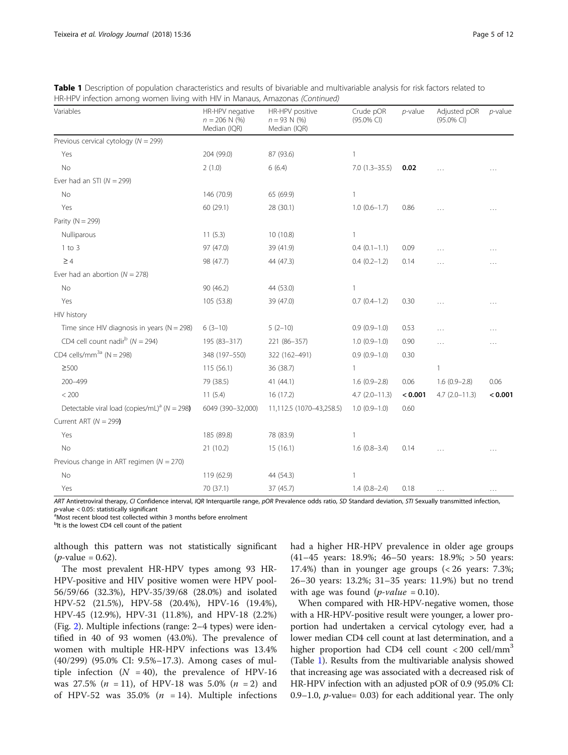**Table 1** Description of population characteristics and results of bivariable and multivariable analysis for risk factors related to HR-HPV infection among women living with HIV in Manaus, Amazonas *(Continued)*

| Variables | HR-HPV negative $n = 206$ N (%) Median (IQR) | HR-HPV positive $n = 93$ N (%) Median (IQR) | Crude pOR (95.0% CI) | *p*-value | Adjusted pOR (95.0% CI) | *p*-value |
|---|---|---|---|---|---|---|
| Previous cervical cytology (*N* = 299) | | | | | | |
| Yes | 204 (99.0) | 87 (93.6) | 1 | | | |
| No | 2 (1.0) | 6 (6.4) | 7.0 (1.3–35.5) | **0.02** | … | … |
| Ever had an STI (*N* = 299) | | | | | | |
| No | 146 (70.9) | 65 (69.9) | 1 | | | |
| Yes | 60 (29.1) | 28 (30.1) | 1.0 (0.6–1.7) | 0.86 | … | … |
| Parity (N = 299) | | | | | | |
| Nulliparous | 11 (5.3) | 10 (10.8) | 1 | | | |
| 1 to 3 | 97 (47.0) | 39 (41.9) | 0.4 (0.1–1.1) | 0.09 | … | … |
| ≥ 4 | 98 (47.7) | 44 (47.3) | 0.4 (0.2–1.2) | 0.14 | … | … |
| Ever had an abortion (*N* = 278) | | | | | | |
| No | 90 (46.2) | 44 (53.0) | 1 | | | |
| Yes | 105 (53.8) | 39 (47.0) | 0.7 (0.4–1.2) | 0.30 | … | … |
| HIV history | | | | | | |
| Time since HIV diagnosis in years (N = 298) | 6 (3–10) | 5 (2–10) | 0.9 (0.9–1.0) | 0.53 | … | … |
| CD4 cell count nadir[b] (*N* = 294) | 195 (83–317) | 221 (86–357) | 1.0 (0.9–1.0) | 0.90 | … | … |
| CD4 cells/mm$^3$[a] (N = 298) | 348 (197–550) | 322 (162–491) | 0.9 (0.9–1.0) | 0.30 | | |
| ≥500 | 115 (56.1) | 36 (38.7) | 1 | | 1 | |
| 200–499 | 79 (38.5) | 41 (44.1) | 1.6 (0.9–2.8) | 0.06 | 1.6 (0.9–2.8) | 0.06 |
| < 200 | 11 (5.4) | 16 (17.2) | 4.7 (2.0–11.3) | **< 0.001** | 4.7 (2.0–11.3) | **< 0.001** |
| Detectable viral load (copies/mL)[a] (*N* = 298) | 6049 (390–32,000) | 11,112.5 (1070–43,258.5) | 1.0 (0.9–1.0) | 0.60 | | |
| Current ART (*N* = 299) | | | | | | |
| Yes | 185 (89.8) | 78 (83.9) | 1 | | | |
| No | 21 (10.2) | 15 (16.1) | 1.6 (0.8–3.4) | 0.14 | … | … |
| Previous change in ART regimen (*N* = 270) | | | | | | |
| No | 119 (62.9) | 44 (54.3) | 1 | | | |
| Yes | 70 (37.1) | 37 (45.7) | 1.4 (0.8–2.4) | 0.18 | … | … |

*ART* Antiretroviral therapy, *CI* Confidence interval, *IQR* Interquartile range, *pOR* Prevalence odds ratio, *SD* Standard deviation, *STI* Sexually transmitted infection, *p*-value < 0.05: statistically significant
[a]Most recent blood test collected within 3 months before enrolment
[b]It is the lowest CD4 cell count of the patient

although this pattern was not statistically significant (*p*-value = 0.62).

The most prevalent HR-HPV types among 93 HR-HPV-positive and HIV positive women were HPV pool-56/59/66 (32.3%), HPV-35/39/68 (28.0%) and isolated HPV-52 (21.5%), HPV-58 (20.4%), HPV-16 (19.4%), HPV-45 (12.9%), HPV-31 (11.8%), and HPV-18 (2.2%) (Fig. 2). Multiple infections (range: 2–4 types) were identified in 40 of 93 women (43.0%). The prevalence of women with multiple HR-HPV infections was 13.4% (40/299) (95.0% CI: 9.5%–17.3). Among cases of multiple infection ($N = 40$), the prevalence of HPV-16 was 27.5% ($n = 11$), of HPV-18 was 5.0% ($n = 2$) and of HPV-52 was 35.0% ($n = 14$). Multiple infections had a higher HR-HPV prevalence in older age groups (41–45 years: 18.9%; 46–50 years: 18.9%; > 50 years: 17.4%) than in younger age groups (< 26 years: 7.3%; 26–30 years: 13.2%; 31–35 years: 11.9%) but no trend with age was found (*p-value* = 0.10).

When compared with HR-HPV-negative women, those with a HR-HPV-positive result were younger, a lower proportion had undertaken a cervical cytology ever, had a lower median CD4 cell count at last determination, and a higher proportion had CD4 cell count < 200 cell/mm$^3$ (Table 1). Results from the multivariable analysis showed that increasing age was associated with a decreased risk of HR-HPV infection with an adjusted pOR of 0.9 (95.0% CI: 0.9–1.0, *p*-value= 0.03) for each additional year. The only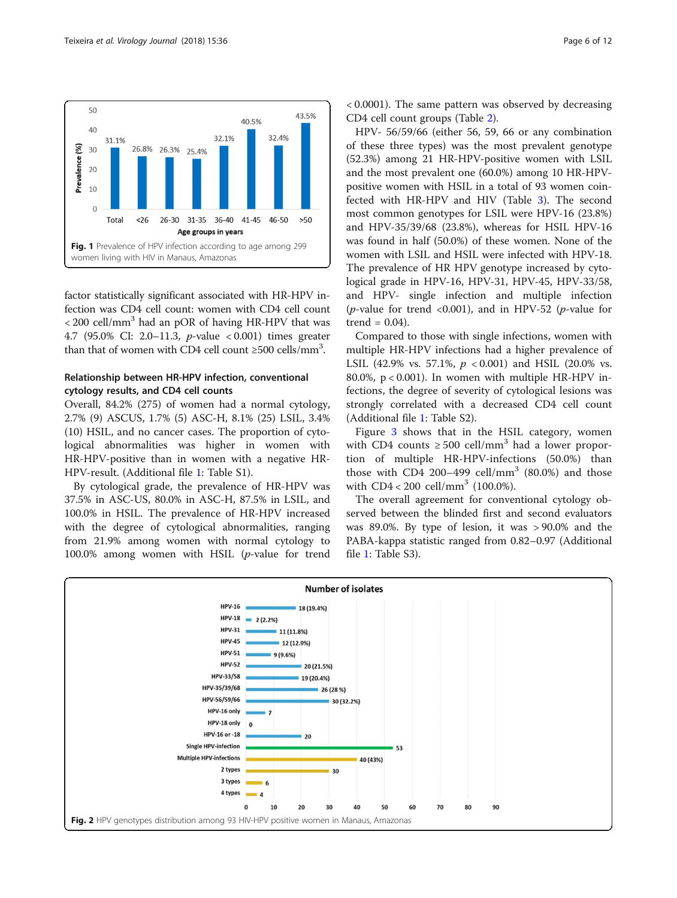Fig. 1 Prevalence of HPV infection according to age among 299 women living with HIV in Manaus, Amazonas

factor statistically significant associated with HR-HPV infection was CD4 cell count: women with CD4 cell count < 200 cell/mm$^3$ had an pOR of having HR-HPV that was 4.7 (95.0% CI: 2.0–11.3, $p$-value < 0.001) times greater than that of women with CD4 cell count ≥500 cells/mm$^3$.

### Relationship between HR-HPV infection, conventional cytology results, and CD4 cell counts

Overall, 84.2% (275) of women had a normal cytology, 2.7% (9) ASCUS, 1.7% (5) ASC-H, 8.1% (25) LSIL, 3.4% (10) HSIL, and no cancer cases. The proportion of cytological abnormalities was higher in women with HR-HPV-positive than in women with a negative HR-HPV-result. (Additional file 1: Table S1).

By cytological grade, the prevalence of HR-HPV was 37.5% in ASC-US, 80.0% in ASC-H, 87.5% in LSIL, and 100.0% in HSIL. The prevalence of HR-HPV increased with the degree of cytological abnormalities, ranging from 21.9% among women with normal cytology to 100.0% among women with HSIL ($p$-value for trend < 0.0001). The same pattern was observed by decreasing CD4 cell count groups (Table 2).

HPV- 56/59/66 (either 56, 59, 66 or any combination of these three types) was the most prevalent genotype (52.3%) among 21 HR-HPV-positive women with LSIL and the most prevalent one (60.0%) among 10 HR-HPV-positive women with HSIL in a total of 93 women coinfected with HR-HPV and HIV (Table 3). The second most common genotypes for LSIL were HPV-16 (23.8%) and HPV-35/39/68 (23.8%), whereas for HSIL HPV-16 was found in half (50.0%) of these women. None of the women with LSIL and HSIL were infected with HPV-18. The prevalence of HR HPV genotype increased by cytological grade in HPV-16, HPV-31, HPV-45, HPV-33/58, and HPV- single infection and multiple infection ($p$-value for trend <0.001), and in HPV-52 ($p$-value for trend = 0.04).

Compared to those with single infections, women with multiple HR-HPV infections had a higher prevalence of LSIL (42.9% vs. 57.1%, $p$ < 0.001) and HSIL (20.0% vs. 80.0%, p < 0.001). In women with multiple HR-HPV infections, the degree of severity of cytological lesions was strongly correlated with a decreased CD4 cell count (Additional file 1: Table S2).

Figure 3 shows that in the HSIL category, women with CD4 counts ≥ 500 cell/mm$^3$ had a lower proportion of multiple HR-HPV-infections (50.0%) than those with CD4 200–499 cell/mm$^3$ (80.0%) and those with CD4 < 200 cell/mm$^3$ (100.0%).

The overall agreement for conventional cytology observed between the blinded first and second evaluators was 89.0%. By type of lesion, it was > 90.0% and the PABA-kappa statistic ranged from 0.82–0.97 (Additional file 1: Table S3).

Fig. 2 HPV genotypes distribution among 93 HIV-HPV positive women in Manaus, Amazonas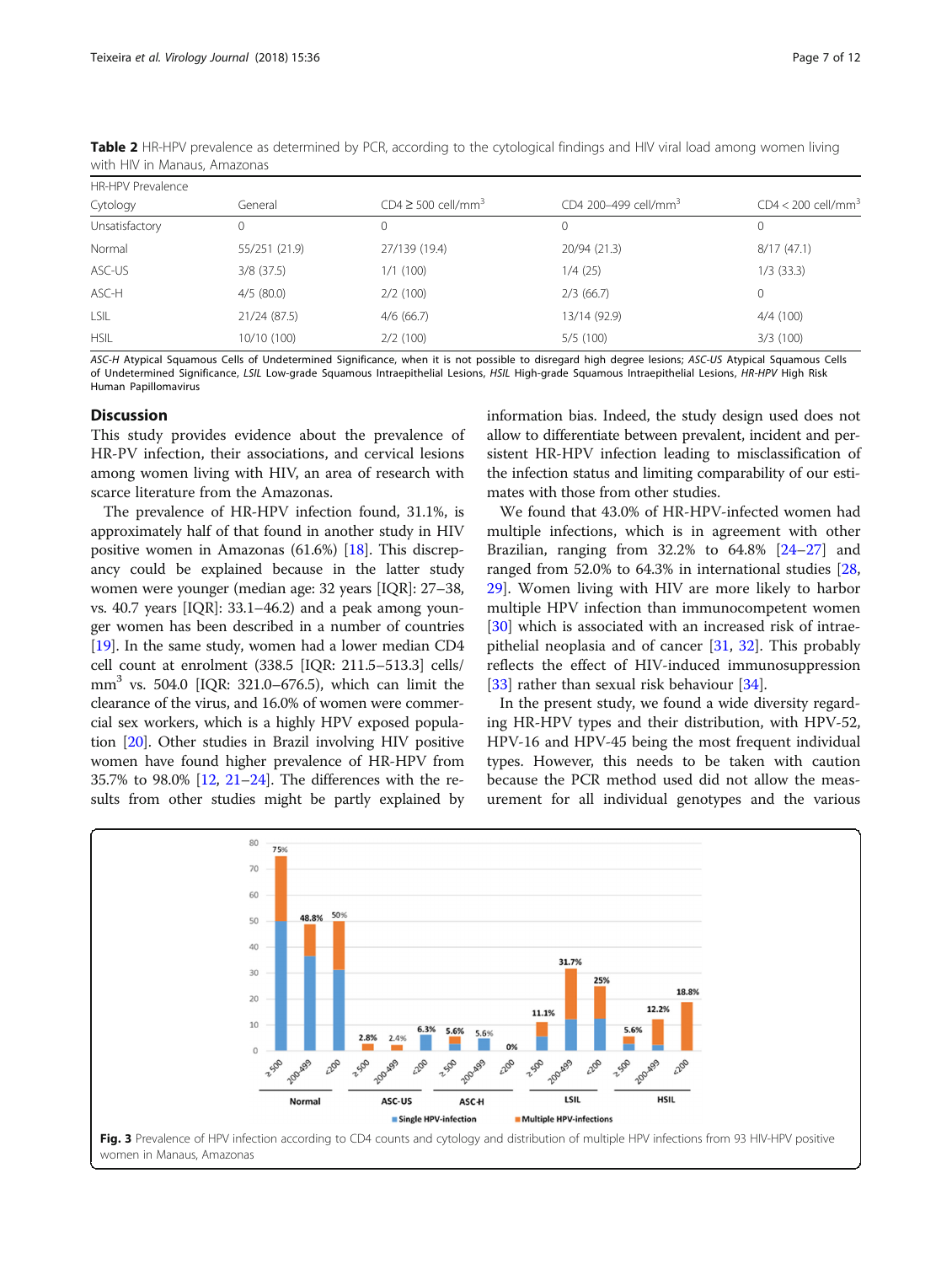**Table 2** HR-HPV prevalence as determined by PCR, according to the cytological findings and HIV viral load among women living with HIV in Manaus, Amazonas

| HR-HPV Prevalence | | | | |
|---|---|---|---|---|
| Cytology | General | CD4 ≥ 500 cell/mm$^3$ | CD4 200–499 cell/mm$^3$ | CD4 < 200 cell/mm$^3$ |
| Unsatisfactory | 0 | 0 | 0 | 0 |
| Normal | 55/251 (21.9) | 27/139 (19.4) | 20/94 (21.3) | 8/17 (47.1) |
| ASC-US | 3/8 (37.5) | 1/1 (100) | 1/4 (25) | 1/3 (33.3) |
| ASC-H | 4/5 (80.0) | 2/2 (100) | 2/3 (66.7) | 0 |
| LSIL | 21/24 (87.5) | 4/6 (66.7) | 13/14 (92.9) | 4/4 (100) |
| HSIL | 10/10 (100) | 2/2 (100) | 5/5 (100) | 3/3 (100) |

*ASC-H* Atypical Squamous Cells of Undetermined Significance, when it is not possible to disregard high degree lesions; *ASC-US* Atypical Squamous Cells of Undetermined Significance, *LSIL* Low-grade Squamous Intraepithelial Lesions, *HSIL* High-grade Squamous Intraepithelial Lesions, *HR-HPV* High Risk Human Papillomavirus

## Discussion

This study provides evidence about the prevalence of HR-PV infection, their associations, and cervical lesions among women living with HIV, an area of research with scarce literature from the Amazonas.

The prevalence of HR-HPV infection found, 31.1%, is approximately half of that found in another study in HIV positive women in Amazonas (61.6%) [18]. This discrepancy could be explained because in the latter study women were younger (median age: 32 years [IQR]: 27–38, vs. 40.7 years [IQR]: 33.1–46.2) and a peak among younger women has been described in a number of countries [19]. In the same study, women had a lower median CD4 cell count at enrolment (338.5 [IQR: 211.5–513.3] cells/mm$^3$ vs. 504.0 [IQR: 321.0–676.5), which can limit the clearance of the virus, and 16.0% of women were commercial sex workers, which is a highly HPV exposed population [20]. Other studies in Brazil involving HIV positive women have found higher prevalence of HR-HPV from 35.7% to 98.0% [12, 21–24]. The differences with the results from other studies might be partly explained by information bias. Indeed, the study design used does not allow to differentiate between prevalent, incident and persistent HR-HPV infection leading to misclassification of the infection status and limiting comparability of our estimates with those from other studies.

We found that 43.0% of HR-HPV-infected women had multiple infections, which is in agreement with other Brazilian, ranging from 32.2% to 64.8% [24–27] and ranged from 52.0% to 64.3% in international studies [28, 29]. Women living with HIV are more likely to harbor multiple HPV infection than immunocompetent women [30] which is associated with an increased risk of intraepithelial neoplasia and of cancer [31, 32]. This probably reflects the effect of HIV-induced immunosuppression [33] rather than sexual risk behaviour [34].

In the present study, we found a wide diversity regarding HR-HPV types and their distribution, with HPV-52, HPV-16 and HPV-45 being the most frequent individual types. However, this needs to be taken with caution because the PCR method used did not allow the measurement for all individual genotypes and the various

**Fig. 3** Prevalence of HPV infection according to CD4 counts and cytology and distribution of multiple HPV infections from 93 HIV-HPV positive women in Manaus, Amazonas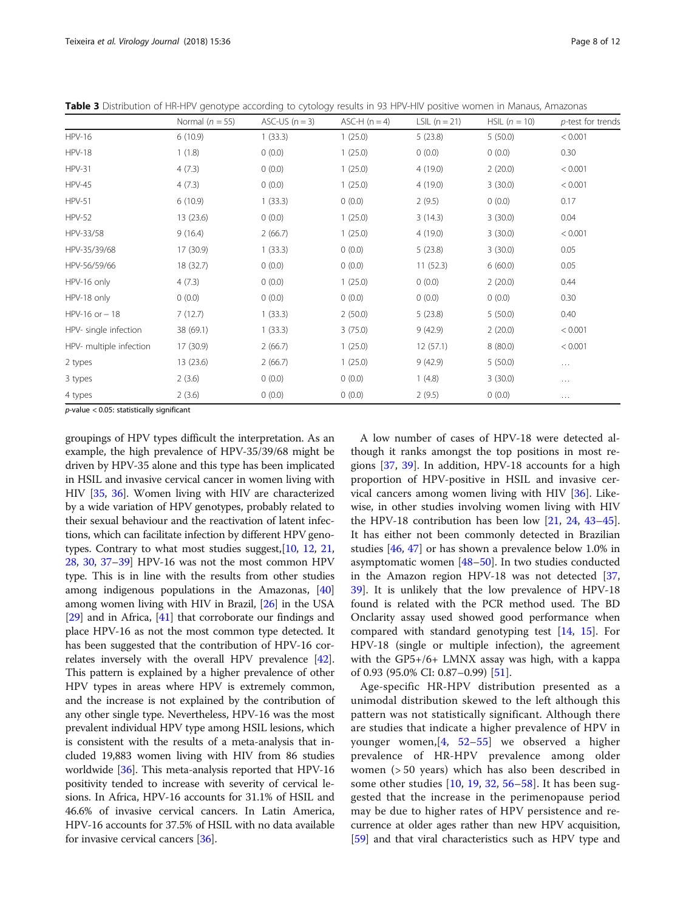**Table 3** Distribution of HR-HPV genotype according to cytology results in 93 HPV-HIV positive women in Manaus, Amazonas

| | Normal ($n$ = 55) | ASC-US (n = 3) | ASC-H (n = 4) | LSIL ($n$ = 21) | HSIL ($n$ = 10) | $p$-test for trends |
|---|---|---|---|---|---|---|
| HPV-16 | 6 (10.9) | 1 (33.3) | 1 (25.0) | 5 (23.8) | 5 (50.0) | < 0.001 |
| HPV-18 | 1 (1.8) | 0 (0.0) | 1 (25.0) | 0 (0.0) | 0 (0.0) | 0.30 |
| HPV-31 | 4 (7.3) | 0 (0.0) | 1 (25.0) | 4 (19.0) | 2 (20.0) | < 0.001 |
| HPV-45 | 4 (7.3) | 0 (0.0) | 1 (25.0) | 4 (19.0) | 3 (30.0) | < 0.001 |
| HPV-51 | 6 (10.9) | 1 (33.3) | 0 (0.0) | 2 (9.5) | 0 (0.0) | 0.17 |
| HPV-52 | 13 (23.6) | 0 (0.0) | 1 (25.0) | 3 (14.3) | 3 (30.0) | 0.04 |
| HPV-33/58 | 9 (16.4) | 2 (66.7) | 1 (25.0) | 4 (19.0) | 3 (30.0) | < 0.001 |
| HPV-35/39/68 | 17 (30.9) | 1 (33.3) | 0 (0.0) | 5 (23.8) | 3 (30.0) | 0.05 |
| HPV-56/59/66 | 18 (32.7) | 0 (0.0) | 0 (0.0) | 11 (52.3) | 6 (60.0) | 0.05 |
| HPV-16 only | 4 (7.3) | 0 (0.0) | 1 (25.0) | 0 (0.0) | 2 (20.0) | 0.44 |
| HPV-18 only | 0 (0.0) | 0 (0.0) | 0 (0.0) | 0 (0.0) | 0 (0.0) | 0.30 |
| HPV-16 or − 18 | 7 (12.7) | 1 (33.3) | 2 (50.0) | 5 (23.8) | 5 (50.0) | 0.40 |
| HPV- single infection | 38 (69.1) | 1 (33.3) | 3 (75.0) | 9 (42.9) | 2 (20.0) | < 0.001 |
| HPV- multiple infection | 17 (30.9) | 2 (66.7) | 1 (25.0) | 12 (57.1) | 8 (80.0) | < 0.001 |
| 2 types | 13 (23.6) | 2 (66.7) | 1 (25.0) | 9 (42.9) | 5 (50.0) | … |
| 3 types | 2 (3.6) | 0 (0.0) | 0 (0.0) | 1 (4.8) | 3 (30.0) | … |
| 4 types | 2 (3.6) | 0 (0.0) | 0 (0.0) | 2 (9.5) | 0 (0.0) | … |

$p$-value < 0.05: statistically significant

groupings of HPV types difficult the interpretation. As an example, the high prevalence of HPV-35/39/68 might be driven by HPV-35 alone and this type has been implicated in HSIL and invasive cervical cancer in women living with HIV [35, 36]. Women living with HIV are characterized by a wide variation of HPV genotypes, probably related to their sexual behaviour and the reactivation of latent infections, which can facilitate infection by different HPV genotypes. Contrary to what most studies suggest,[10, 12, 21, 28, 30, 37–39] HPV-16 was not the most common HPV type. This is in line with the results from other studies among indigenous populations in the Amazonas, [40] among women living with HIV in Brazil, [26] in the USA [29] and in Africa, [41] that corroborate our findings and place HPV-16 as not the most common type detected. It has been suggested that the contribution of HPV-16 correlates inversely with the overall HPV prevalence [42]. This pattern is explained by a higher prevalence of other HPV types in areas where HPV is extremely common, and the increase is not explained by the contribution of any other single type. Nevertheless, HPV-16 was the most prevalent individual HPV type among HSIL lesions, which is consistent with the results of a meta-analysis that included 19,883 women living with HIV from 86 studies worldwide [36]. This meta-analysis reported that HPV-16 positivity tended to increase with severity of cervical lesions. In Africa, HPV-16 accounts for 31.1% of HSIL and 46.6% of invasive cervical cancers. In Latin America, HPV-16 accounts for 37.5% of HSIL with no data available for invasive cervical cancers [36].

A low number of cases of HPV-18 were detected although it ranks amongst the top positions in most regions [37, 39]. In addition, HPV-18 accounts for a high proportion of HPV-positive in HSIL and invasive cervical cancers among women living with HIV [36]. Likewise, in other studies involving women living with HIV the HPV-18 contribution has been low [21, 24, 43–45]. It has either not been commonly detected in Brazilian studies [46, 47] or has shown a prevalence below 1.0% in asymptomatic women [48–50]. In two studies conducted in the Amazon region HPV-18 was not detected [37, 39]. It is unlikely that the low prevalence of HPV-18 found is related with the PCR method used. The BD Onclarity assay used showed good performance when compared with standard genotyping test [14, 15]. For HPV-18 (single or multiple infection), the agreement with the GP5+/6+ LMNX assay was high, with a kappa of 0.93 (95.0% CI: 0.87–0.99) [51].

Age-specific HR-HPV distribution presented as a unimodal distribution skewed to the left although this pattern was not statistically significant. Although there are studies that indicate a higher prevalence of HPV in younger women,[4, 52–55] we observed a higher prevalence of HR-HPV prevalence among older women (> 50 years) which has also been described in some other studies [10, 19, 32, 56–58]. It has been suggested that the increase in the perimenopause period may be due to higher rates of HPV persistence and recurrence at older ages rather than new HPV acquisition, [59] and that viral characteristics such as HPV type and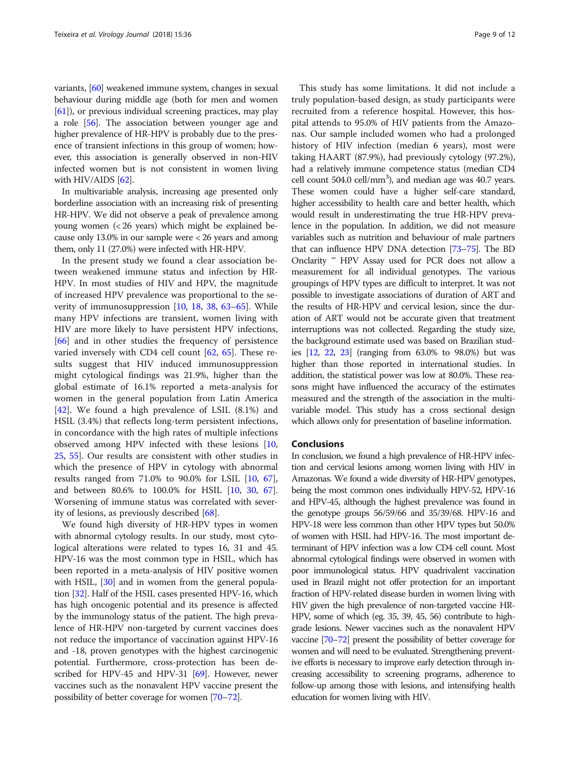variants, [60] weakened immune system, changes in sexual behaviour during middle age (both for men and women [61]), or previous individual screening practices, may play a role [56]. The association between younger age and higher prevalence of HR-HPV is probably due to the presence of transient infections in this group of women; however, this association is generally observed in non-HIV infected women but is not consistent in women living with HIV/AIDS [62].

In multivariable analysis, increasing age presented only borderline association with an increasing risk of presenting HR-HPV. We did not observe a peak of prevalence among young women (< 26 years) which might be explained because only 13.0% in our sample were < 26 years and among them, only 11 (27.0%) were infected with HR-HPV.

In the present study we found a clear association between weakened immune status and infection by HR-HPV. In most studies of HIV and HPV, the magnitude of increased HPV prevalence was proportional to the severity of immunosuppression [10, 18, 38, 63–65]. While many HPV infections are transient, women living with HIV are more likely to have persistent HPV infections, [66] and in other studies the frequency of persistence varied inversely with CD4 cell count [62, 65]. These results suggest that HIV induced immunosuppression might cytological findings was 21.9%, higher than the global estimate of 16.1% reported a meta-analysis for women in the general population from Latin America [42]. We found a high prevalence of LSIL (8.1%) and HSIL (3.4%) that reflects long-term persistent infections, in concordance with the high rates of multiple infections observed among HPV infected with these lesions [10, 25, 55]. Our results are consistent with other studies in which the presence of HPV in cytology with abnormal results ranged from 71.0% to 90.0% for LSIL [10, 67], and between 80.6% to 100.0% for HSIL [10, 30, 67]. Worsening of immune status was correlated with severity of lesions, as previously described [68].

We found high diversity of HR-HPV types in women with abnormal cytology results. In our study, most cytological alterations were related to types 16, 31 and 45. HPV-16 was the most common type in HSIL, which has been reported in a meta-analysis of HIV positive women with HSIL, [30] and in women from the general population [32]. Half of the HSIL cases presented HPV-16, which has high oncogenic potential and its presence is affected by the immunology status of the patient. The high prevalence of HR-HPV non-targeted by current vaccines does not reduce the importance of vaccination against HPV-16 and -18, proven genotypes with the highest carcinogenic potential. Furthermore, cross-protection has been described for HPV-45 and HPV-31 [69]. However, newer vaccines such as the nonavalent HPV vaccine present the possibility of better coverage for women [70–72].

This study has some limitations. It did not include a truly population-based design, as study participants were recruited from a reference hospital. However, this hospital attends to 95.0% of HIV patients from the Amazonas. Our sample included women who had a prolonged history of HIV infection (median 6 years), most were taking HAART (87.9%), had previously cytology (97.2%), had a relatively immune competence status (median CD4 cell count 504.0 cell/mm$^3$), and median age was 40.7 years. These women could have a higher self-care standard, higher accessibility to health care and better health, which would result in underestimating the true HR-HPV prevalence in the population. In addition, we did not measure variables such as nutrition and behaviour of male partners that can influence HPV DNA detection [73–75]. The BD Onclarity ™ HPV Assay used for PCR does not allow a measurement for all individual genotypes. The various groupings of HPV types are difficult to interpret. It was not possible to investigate associations of duration of ART and the results of HR-HPV and cervical lesion, since the duration of ART would not be accurate given that treatment interruptions was not collected. Regarding the study size, the background estimate used was based on Brazilian studies [12, 22, 23] (ranging from 63.0% to 98.0%) but was higher than those reported in international studies. In addition, the statistical power was low at 80.0%. These reasons might have influenced the accuracy of the estimates measured and the strength of the association in the multivariable model. This study has a cross sectional design which allows only for presentation of baseline information.

## Conclusions

In conclusion, we found a high prevalence of HR-HPV infection and cervical lesions among women living with HIV in Amazonas. We found a wide diversity of HR-HPV genotypes, being the most common ones individually HPV-52, HPV-16 and HPV-45, although the highest prevalence was found in the genotype groups 56/59/66 and 35/39/68. HPV-16 and HPV-18 were less common than other HPV types but 50.0% of women with HSIL had HPV-16. The most important determinant of HPV infection was a low CD4 cell count. Most abnormal cytological findings were observed in women with poor immunological status. HPV quadrivalent vaccination used in Brazil might not offer protection for an important fraction of HPV-related disease burden in women living with HIV given the high prevalence of non-targeted vaccine HR-HPV, some of which (eg. 35, 39, 45, 56) contribute to high-grade lesions. Newer vaccines such as the nonavalent HPV vaccine [70–72] present the possibility of better coverage for women and will need to be evaluated. Strengthening preventive efforts is necessary to improve early detection through increasing accessibility to screening programs, adherence to follow-up among those with lesions, and intensifying health education for women living with HIV.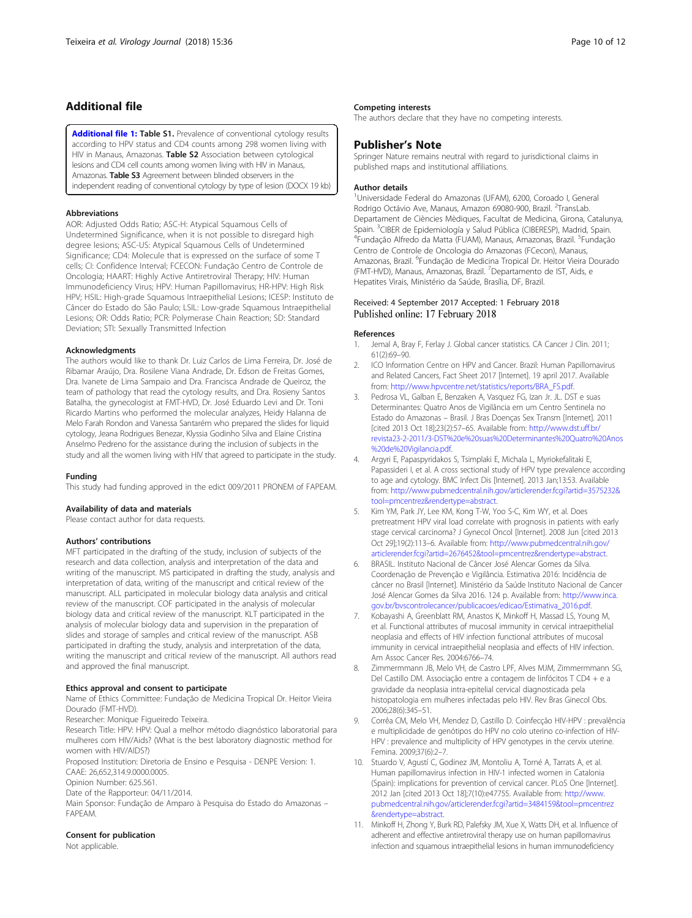## Additional file

**Additional file 1: Table S1.** Prevalence of conventional cytology results according to HPV status and CD4 counts among 298 women living with HIV in Manaus, Amazonas. **Table S2** Association between cytological lesions and CD4 cell counts among women living with HIV in Manaus, Amazonas. **Table S3** Agreement between blinded observers in the independent reading of conventional cytology by type of lesion (DOCX 19 kb)

### Abbreviations

AOR: Adjusted Odds Ratio; ASC-H: Atypical Squamous Cells of Undetermined Significance, when it is not possible to disregard high degree lesions; ASC-US: Atypical Squamous Cells of Undetermined Significance; CD4: Molecule that is expressed on the surface of some T cells; CI: Confidence Interval; FCECON: Fundação Centro de Controle de Oncologia; HAART: Highly Active Antiretroviral Therapy; HIV: Human Immunodeficiency Virus; HPV: Human Papillomavirus; HR-HPV: High Risk HPV; HSIL: High-grade Squamous Intraepithelial Lesions; ICESP: Instituto de Câncer do Estado do São Paulo; LSIL: Low-grade Squamous Intraepithelial Lesions; OR: Odds Ratio; PCR: Polymerase Chain Reaction; SD: Standard Deviation; STI: Sexually Transmitted Infection

### Acknowledgments

The authors would like to thank Dr. Luiz Carlos de Lima Ferreira, Dr. José de Ribamar Araújo, Dra. Rosilene Viana Andrade, Dr. Edson de Freitas Gomes, Dra. Ivanete de Lima Sampaio and Dra. Francisca Andrade de Queiroz, the team of pathology that read the cytology results, and Dra. Rosieny Santos Batalha, the gynecologist at FMT-HVD, Dr. José Eduardo Levi and Dr. Toni Ricardo Martins who performed the molecular analyzes, Heidy Halanna de Melo Farah Rondon and Vanessa Santarém who prepared the slides for liquid cytology, Jeana Rodrigues Benezar, Klyssia Godinho Silva and Elaine Cristina Anselmo Pedreno for the assistance during the inclusion of subjects in the study and all the women living with HIV that agreed to participate in the study.

### Funding

This study had funding approved in the edict 009/2011 PRONEM of FAPEAM.

### Availability of data and materials

Please contact author for data requests.

### Authors' contributions

MFT participated in the drafting of the study, inclusion of subjects of the research and data collection, analysis and interpretation of the data and writing of the manuscript. MS participated in drafting the study, analysis and interpretation of data, writing of the manuscript and critical review of the manuscript. ALL participated in molecular biology data analysis and critical review of the manuscript. COF participated in the analysis of molecular biology data and critical review of the manuscript. KLT participated in the analysis of molecular biology data and supervision in the preparation of slides and storage of samples and critical review of the manuscript. ASB participated in drafting the study, analysis and interpretation of the data, writing the manuscript and critical review of the manuscript. All authors read and approved the final manuscript.

### Ethics approval and consent to participate

Name of Ethics Committee: Fundação de Medicina Tropical Dr. Heitor Vieira Dourado (FMT-HVD).
Researcher: Monique Figueiredo Teixeira.
Research Title: HPV: HPV: Qual a melhor método diagnóstico laboratorial para mulheres com HIV/Aids? (What is the best laboratory diagnostic method for women with HIV/AIDS?)
Proposed Institution: Diretoria de Ensino e Pesquisa - DENPE Version: 1.
CAAE: 26,652,314.9.0000.0005.
Opinion Number: 625.561.
Date of the Rapporteur: 04/11/2014.
Main Sponsor: Fundação de Amparo à Pesquisa do Estado do Amazonas – FAPEAM.

### Consent for publication

Not applicable.

### Competing interests

The authors declare that they have no competing interests.

## Publisher's Note

Springer Nature remains neutral with regard to jurisdictional claims in published maps and institutional affiliations.

### Author details

[1]Universidade Federal do Amazonas (UFAM), 6200, Coroado I, General Rodrigo Octávio Ave, Manaus, Amazon 69080-900, Brazil. [2]TransLab. Departament de Ciències Mèdiques, Facultat de Medicina, Girona, Catalunya, Spain. [3]CIBER de Epidemiología y Salud Pública (CIBERESP), Madrid, Spain. [4]Fundação Alfredo da Matta (FUAM), Manaus, Amazonas, Brazil. [5]Fundação Centro de Controle de Oncologia do Amazonas (FCecon), Manaus, Amazonas, Brazil. [6]Fundação de Medicina Tropical Dr. Heitor Vieira Dourado (FMT-HVD), Manaus, Amazonas, Brazil. [7]Departamento de IST, Aids, e Hepatites Virais, Ministério da Saúde, Brasília, DF, Brazil.

Received: 4 September 2017 Accepted: 1 February 2018
Published online: 17 February 2018

### References

1. Jemal A, Bray F, Ferlay J. Global cancer statistics. CA Cancer J Clin. 2011; 61(2):69–90.
2. ICO Information Centre on HPV and Cancer. Brazil: Human Papillomavirus and Related Cancers, Fact Sheet 2017 [Internet]. 19 april 2017. Available from: http://www.hpvcentre.net/statistics/reports/BRA_FS.pdf.
3. Pedrosa VL, Galban E, Benzaken A, Vasquez FG, Izan Jr. JL. DST e suas Determinantes: Quatro Anos de Vigilância em um Centro Sentinela no Estado do Amazonas – Brasil. J Bras Doenças Sex Transm [Internet]. 2011 [cited 2013 Oct 18];23(2):57–65. Available from: http://www.dst.uff.br/revista23-2-2011/3-DST%20e%20suas%20Determinantes%20Quatro%20Anos%20de%20Vigilancia.pdf.
4. Argyri E, Papaspyridakos S, Tsimplaki E, Michala L, Myriokefalitaki E, Papassideri I, et al. A cross sectional study of HPV type prevalence according to age and cytology. BMC Infect Dis [Internet]. 2013 Jan;13:53. Available from: http://www.pubmedcentral.nih.gov/articlerender.fcgi?artid=3575232&tool=pmcentrez&rendertype=abstract.
5. Kim YM, Park JY, Lee KM, Kong T-W, Yoo S-C, Kim WY, et al. Does pretreatment HPV viral load correlate with prognosis in patients with early stage cervical carcinoma? J Gynecol Oncol [Internet]. 2008 Jun [cited 2013 Oct 29];19(2):113–6. Available from: http://www.pubmedcentral.nih.gov/articlerender.fcgi?artid=2676452&tool=pmcentrez&rendertype=abstract.
6. BRASIL. Instituto Nacional de Câncer José Alencar Gomes da Silva. Coordenação de Prevenção e Vigilância. Estimativa 2016: Incidência de câncer no Brasil [Internet]. Ministério da Saúde Instituto Nacional de Cancer José Alencar Gomes da Silva 2016. 124 p. Available from: http://www.inca.gov.br/bvscontrolecancer/publicacoes/edicao/Estimativa_2016.pdf.
7. Kobayashi A, Greenblatt RM, Anastos K, Minkoff H, Massad LS, Young M, et al. Functional attributes of mucosal immunity in cervical intraepithelial neoplasia and effects of HIV infection functional attributes of mucosal immunity in cervical intraepithelial neoplasia and effects of HIV infection. Am Assoc Cancer Res. 2004:6766–74.
8. Zimmermmann JB, Melo VH, de Castro LPF, Alves MJM, Zimmermmann SG, Del Castillo DM. Associação entre a contagem de linfócitos T CD4 + e a gravidade da neoplasia intra-epitelial cervical diagnosticada pela histopatologia em mulheres infectadas pelo HIV. Rev Bras Ginecol Obs. 2006;28(6):345–51.
9. Corrêa CM, Melo VH, Mendez D, Castillo D. Coinfecção HIV-HPV : prevalência e multiplicidade de genótipos do HPV no colo uterino co-infection of HIV-HPV : prevalence and multiplicity of HPV genotypes in the cervix uterine. Femina. 2009;37(6):2–7.
10. Stuardo V, Agustí C, Godinez JM, Montoliu A, Torné A, Tarrats A, et al. Human papillomavirus infection in HIV-1 infected women in Catalonia (Spain): implications for prevention of cervical cancer. PLoS One [Internet]. 2012 Jan [cited 2013 Oct 18];7(10):e47755. Available from: http://www.pubmedcentral.nih.gov/articlerender.fcgi?artid=3484159&tool=pmcentrez&rendertype=abstract.
11. Minkoff H, Zhong Y, Burk RD, Palefsky JM, Xue X, Watts DH, et al. Influence of adherent and effective antiretroviral therapy use on human papillomavirus infection and squamous intraepithelial lesions in human immunodeficiency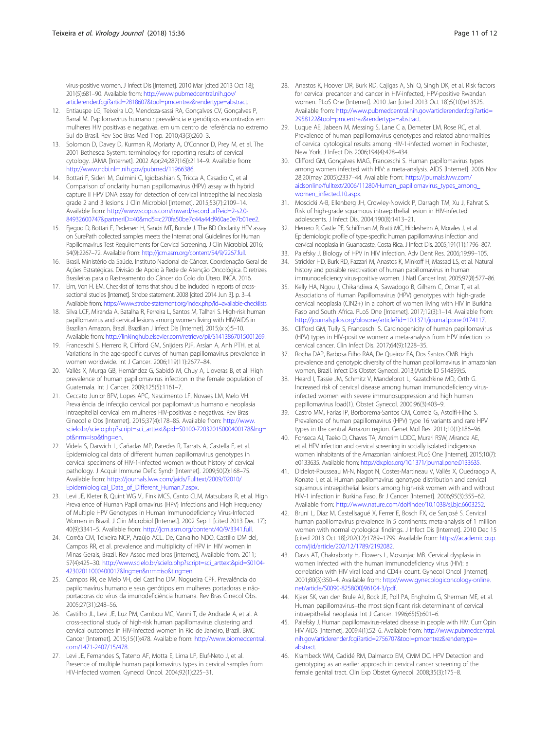virus-positive women. J Infect Dis [Internet]. 2010 Mar [cited 2013 Oct 18]; 201(5):681–90. Available from: http://www.pubmedcentral.nih.gov/articlerender.fcgi?artid=2818607&tool=pmcentrez&rendertype=abstract.

12. Entiauspe LG, Teixeira LO, Mendoza-sassi RA, Gonçalves CV, Gonçalves P, Barral M. Papilomavírus humano : prevalência e genótipos encontrados em mulheres HIV positivas e negativas, em um centro de referência no extremo Sul do Brasil. Rev Soc Bras Med Trop. 2010;43(3):260–3.
13. Solomon D, Davey D, Kurman R, Moriarty A, O'Connor D, Prey M, et al. The 2001 Bethesda System: terminology for reporting results of cervical cytology. JAMA [Internet]. 2002 Apr;24;287(16)):2114–9. Available from: http://www.ncbi.nlm.nih.gov/pubmed/11966386.
14. Bottari F, Sideri M, Gulmini C, Igidbashian S, Tricca A, Casadio C, et al. Comparison of onclarity human papillomavirus (HPV) assay with hybrid capture II HPV DNA assay for detection of cervical intraepithelial neoplasia grade 2 and 3 lesions. J Clin Microbiol [Internet]. 2015;53(7):2109–14. Available from: http://www.scopus.com/inward/record.url?eid=2-s2.0-84932600747&partnerID=40&md5=c270fa50be7c44a44d960ae0e7b01ee2.
15. Ejegod D, Bottari F, Pedersen H, Sandri MT, Bonde J. The BD Onclarity HPV assay on SurePath collected samples meets the International Guidelines for Human Papillomavirus Test Requirements for Cervical Screening. J Clin Microbiol. 2016; 54(9):2267–72. Available from: http://jcm.asm.org/content/54/9/2267.full.
16. Brasil. Ministério da Saúde. Instituto Nacional de Câncer. Coordenação Geral de Ações Estratégicas. Divisão de Apoio à Rede de Atenção Oncológica. Diretrizes Brasileiras para o Rastreamento do Câncer do Colo do Útero. INCA. 2016.
17. Elm, Von Fl. EM. Checklist of items that should be included in reports of cross-sectional studies [Internet]. Strobe statement. 2008 [cited 2014 Jun 3]. p. 3–4. Available from: https://www.strobe-statement.org/index.php?id=available-checklists.
18. Silva LCF, Miranda A, Batalha R, Ferreira L, Santos M, Talhari S. High-risk human papillomavirus and cervical lesions among women living with HIV/AIDS in Brazilian Amazon, Brazil. Brazilian J Infect Dis [Internet]. 2015;(x x):5–10. Available from: http://linkinghub.elsevier.com/retrieve/pii/S1413867015001269.
19. Franceschi S, Herrero R, Clifford GM, Snijders PJF, Arslan A, Anh PTH, et al. Variations in the age-specific curves of human papillomavirus prevalence in women worldwide. Int J Cancer. 2006;119(11):2677–84.
20. Vallès X, Murga GB, Hernández G, Sabidó M, Chuy A, Lloveras B, et al. High prevalence of human papillomavirus infection in the female population of Guatemala. Int J Cancer. 2009;125(5):1161–7.
21. Ceccato Junior BPV, Lopes APC, Nascimento LF, Novaes LM, Melo VH. Prevalência de infecção cervical por papilomavírus humano e neoplasia intraepitelial cervical em mulheres HIV-positivas e negativas. Rev Bras Ginecol e Obs [Internet]. 2015;37(4):178–85. Available from: http://www.scielo.br/scielo.php?script=sci_arttext&pid=S0100-72032015000400178&lng=pt&nrm=iso&tlng=en.
22. Videla S, Darwich L, Cañadas MP, Paredes R, Tarrats A, Castella E, et al. Epidemiological data of different human papillomavirus genotypes in cervical specimens of HIV-1-infected women without history of cervical pathology. J Acquir Immune Defic Syndr [Internet]. 2009;50(2):168–75. Available from: https://journals.lww.com/jaids/Fulltext/2009/02010/Epidemiological_Data_of_Different_Human.7.aspx.
23. Levi JE, Kleter B, Quint WG V., Fink MCS, Canto CLM, Matsubara R, et al. High Prevalence of Human Papillomavirus (HPV) Infections and High Frequency of Multiple HPV Genotypes in Human Immunodeficiency Virus-Infected Women in Brazil. J Clin Microbiol [Internet]. 2002 Sep 1 [cited 2013 Dec 17]; 40(9):3341–5. Available from: http://jcm.asm.org/content/40/9/3341.full.
24. Corrêa CM, Teixeira NCP, Araújo ACL. De, Carvalho NDO, Castillo DM del, Campos RR, et al. prevalence and multiplicity of HPV in HIV women in Minas Gerais, Brazil. Rev Assoc med bras [internet], Available from. 2011; 57(4):425–30. http://www.scielo.br/scielo.php?script=sci_arttext&pid=S0104-42302011000400017&lng=en&nrm=iso&tlng=en.
25. Campos RR, de Melo VH, del Castilho DM, Nogueira CPF. Prevalência do papilomavírus humano e seus genótipos em mulheres portadoras e não-portadoras do vírus da imunodeficiência humana. Rev Bras Ginecol Obs. 2005;27(31):248–56.
26. Castilho JL, Levi JE, Luz PM, Cambou MC, Vanni T, de Andrade A, et al. A cross-sectional study of high-risk human papillomavirus clustering and cervical outcomes in HIV-infected women in Rio de Janeiro, Brazil. BMC Cancer [Internet]. 2015;15(1):478. Available from: http://www.biomedcentral.com/1471-2407/15/478.
27. Levi JE, Fernandes S, Tateno AF, Motta E, Lima LP, Eluf-Neto J, et al. Presence of multiple human papillomavirus types in cervical samples from HIV-infected women. Gynecol Oncol. 2004;92(1):225–31.
28. Anastos K, Hoover DR, Burk RD, Cajigas A, Shi Q, Singh DK, et al. Risk factors for cervical precancer and cancer in HIV-infected, HPV-positive Rwandan women. PLoS One [Internet]. 2010 Jan [cited 2013 Oct 18];5(10):e13525. Available from: http://www.pubmedcentral.nih.gov/articlerender.fcgi?artid=2958122&tool=pmcentrez&rendertype=abstract.
29. Luque AE, Jabeen M, Messing S, Lane C a, Demeter LM, Rose RC, et al. Prevalence of human papillomavirus genotypes and related abnormalities of cervical cytological results among HIV-1-infected women in Rochester, New York. J Infect Dis 2006;194(4):428–434.
30. Clifford GM, Gonçalves MAG, Franceschi S. Human papillomavirus types among women infected with HIV: a meta-analysis. AIDS [Internet]. 2006 Nov 28;20(may 2005):2337–44. Available from: https://journals.lww.com/aidsonline/fulltext/2006/11280/Human_papillomavirus_types_among_women_infected.10.aspx.
31. Moscicki A-B, Ellenberg JH, Crowley-Nowick P, Darragh TM, Xu J, Fahrat S. Risk of high-grade squamous intraepithelial lesion in HIV-infected adolescents. J Infect Dis. 2004;190(8):1413–21.
32. Herrero R, Castle PE, Schiffman M, Bratti MC, Hildesheim A, Morales J, et al. Epidemiologic profile of type-specific human papillomavirus infection and cervical neoplasia in Guanacaste, Costa Rica. J Infect Dis. 2005;191(11):1796–807.
33. Palefsky J. Biology of HPV in HIV infection. Adv Dent Res. 2006;19:99–105.
34. Strickler HD, Burk RD, Fazzari M, Anastos K, Minkoff H, Massad LS, et al. Natural history and possible reactivation of human papillomavirus in human immunodeficiency virus-positive women. J Natl Cancer Inst. 2005;97(8):577–86.
35. Kelly HA, Ngou J, Chikandiwa A, Sawadogo B, Gilham C, Omar T, et al. Associations of Human Papillomavirus (HPV) genotypes with high-grade cervical neoplasia (CIN2+) in a cohort of women living with HIV in Burkina Faso and South Africa. PLoS One [Internet]. 2017;12(3):1–14. Available from: http://journals.plos.org/plosone/article?id=10.1371/journal.pone.0174117.
36. Clifford GM, Tully S, Franceschi S. Carcinogenicity of human papillomavirus (HPV) types in HIV-positive women: a meta-analysis from HPV infection to cervical cancer. Clin Infect Dis. 2017;64(9):1228–35.
37. Rocha DAP, Barbosa Filho RAA, De Queiroz FA, Dos Santos CMB. High prevalence and genotypic diversity of the human papillomavirus in amazonian women, Brazil. Infect Dis Obstet Gynecol. 2013;(Article ID 514859):5.
38. Heard I, Tassie JM, Schmitz V, Mandelbrot L, Kazatchkine MD, Orth G. Increased risk of cervical disease among human immunodeficiency virus-infected women with severe immunosuppression and high human papillomavirus load(1). Obstet Gynecol. 2000;96(3):403–9.
39. Castro MM, Farias IP, Borborema-Santos CM, Correia G, Astolfi-Filho S. Prevalence of human papillomavirus (HPV) type 16 variants and rare HPV types in the central Amazon region. Genet Mol Res. 2011;10(1):186–96.
40. Fonseca AJ, Taeko D, Chaves TA, Amorim LDDC, Murari RSW, Miranda AE, et al. HPV infection and cervical screening in socially isolated indigenous women inhabitants of the Amazonian rainforest. PLoS One [Internet]. 2015;10(7): e0133635. Available from: http://dx.plos.org/10.1371/journal.pone.0133635.
41. Didelot-Rousseau M-N, Nagot N, Costes-Martineau V, Vallès X, Ouedraogo A, Konate I, et al. Human papillomavirus genotype distribution and cervical squamous intraepithelial lesions among high-risk women with and without HIV-1 infection in Burkina Faso. Br J Cancer [Internet]. 2006;95(3):355–62. Available from: http://www.nature.com/doifinder/10.1038/sj.bjc.6603252.
42. Bruni L, Diaz M, Castellsagué X, Ferrer E, Bosch FX, de Sanjosé S. Cervical human papillomavirus prevalence in 5 continents: meta-analysis of 1 million women with normal cytological findings. J Infect Dis [Internet]. 2010 Dec 15 [cited 2013 Oct 18];202(12):1789–1799. Available from: https://academic.oup.com/jid/article/202/12/1789/2192082.
43. Davis AT, Chakraborty H, Flowers L, Mosunjac MB. Cervical dysplasia in women infected with the human immunodeficiency virus (HIV): a correlation with HIV viral load and CD4+ count. Gynecol Oncol [Internet]. 2001;80(3):350–4. Available from: http://www.gynecologiconcology-online.net/article/S0090-8258(00)96104-3/pdf.
44. Kjaer SK, van den Brule AJ, Bock JE, Poll PA, Engholm G, Sherman ME, et al. Human papillomavirus–the most significant risk determinant of cervical intraepithelial neoplasia. Int J Cancer. 1996;65(5):601–6.
45. Palefsky J. Human papillomavirus-related disease in people with HIV. Curr Opin HIV AIDS [Internet]. 2009;4(1):52–6. Available from: http://www.pubmedcentral.nih.gov/articlerender.fcgi?artid=2756707&tool=pmcentrez&rendertype=abstract.
46. Krambeck WM, Cadidé RM, Dalmarco EM, CMM DC. HPV Detection and genotyping as an earlier approach in cervical cancer screening of the female genital tract. Clin Exp Obstet Gynecol. 2008;35(3):175–8.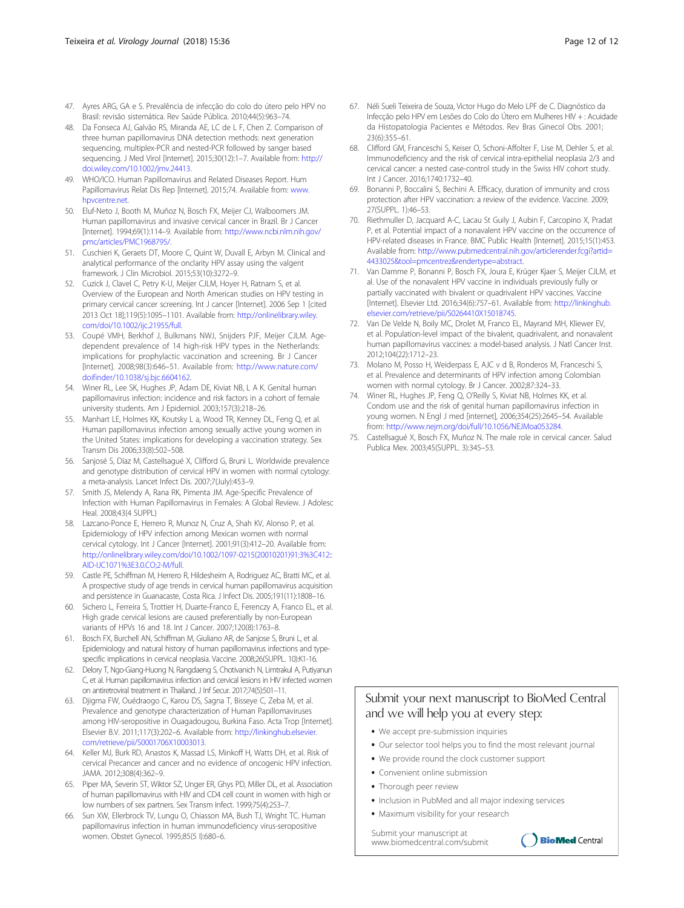47. Ayres ARG, GA e S. Prevalência de infecção do colo do útero pelo HPV no Brasil: revisão sistemática. Rev Saúde Pública. 2010;44(5):963–74.
48. Da Fonseca AJ, Galvão RS, Miranda AE, LC de L F, Chen Z. Comparison of three human papillomavirus DNA detection methods: next generation sequencing, multiplex-PCR and nested-PCR followed by sanger based sequencing. J Med Virol [Internet]. 2015;30(12):1–7. Available from: http://doi.wiley.com/10.1002/jmv.24413.
49. WHO/ICO. Human Papillomavirus and Related Diseases Report. Hum Papillomavirus Relat Dis Rep [Internet]. 2015;74. Available from: www.hpvcentre.net.
50. Eluf-Neto J, Booth M, Muñoz N, Bosch FX, Meijer CJ, Walboomers JM. Human papillomavirus and invasive cervical cancer in Brazil. Br J Cancer [Internet]. 1994;69(1):114–9. Available from: http://www.ncbi.nlm.nih.gov/pmc/articles/PMC1968795/.
51. Cuschieri K, Geraets DT, Moore C, Quint W, Duvall E, Arbyn M. Clinical and analytical performance of the onclarity HPV assay using the valgent framework. J Clin Microbiol. 2015;53(10):3272–9.
52. Cuzick J, Clavel C, Petry K-U, Meijer CJLM, Hoyer H, Ratnam S, et al. Overview of the European and North American studies on HPV testing in primary cervical cancer screening. Int J cancer [Internet]. 2006 Sep 1 [cited 2013 Oct 18];119(5):1095–1101. Available from: http://onlinelibrary.wiley.com/doi/10.1002/ijc.21955/full.
53. Coupé VMH, Berkhof J, Bulkmans NWJ, Snijders PJF, Meijer CJLM. Age-dependent prevalence of 14 high-risk HPV types in the Netherlands: implications for prophylactic vaccination and screening. Br J Cancer [Internet]. 2008;98(3):646–51. Available from: http://www.nature.com/doifinder/10.1038/sj.bjc.6604162.
54. Winer RL, Lee SK, Hughes JP, Adam DE, Kiviat NB, L A K. Genital human papillomavirus infection: incidence and risk factors in a cohort of female university students. Am J Epidemiol. 2003;157(3):218–26.
55. Manhart LE, Holmes KK, Koutsky L a, Wood TR, Kenney DL, Feng Q, et al. Human papillomavirus infection among sexually active young women in the United States: implications for developing a vaccination strategy. Sex Transm Dis 2006;33(8):502–508.
56. Sanjosé S, Díaz M, Castellsagué X, Clifford G, Bruni L. Worldwide prevalence and genotype distribution of cervical HPV in women with normal cytology: a meta-analysis. Lancet Infect Dis. 2007;7(July):453–9.
57. Smith JS, Melendy A, Rana RK, Pimenta JM. Age-Specific Prevalence of Infection with Human Papillomavirus in Females: A Global Review. J Adolesc Heal. 2008;43(4 SUPPL)
58. Lazcano-Ponce E, Herrero R, Munoz N, Cruz A, Shah KV, Alonso P, et al. Epidemiology of HPV infection among Mexican women with normal cervical cytology. Int J Cancer [Internet]. 2001;91(3):412–20. Available from: http://onlinelibrary.wiley.com/doi/10.1002/1097-0215(20010201)91:3%3C412::AID-IJC1071%3E3.0.CO;2-M/full.
59. Castle PE, Schiffman M, Herrero R, Hildesheim A, Rodriguez AC, Bratti MC, et al. A prospective study of age trends in cervical human papillomavirus acquisition and persistence in Guanacaste, Costa Rica. J Infect Dis. 2005;191(11):1808–16.
60. Sichero L, Ferreira S, Trottier H, Duarte-Franco E, Ferenczy A, Franco EL, et al. High grade cervical lesions are caused preferentially by non-European variants of HPVs 16 and 18. Int J Cancer. 2007;120(8):1763–8.
61. Bosch FX, Burchell AN, Schiffman M, Giuliano AR, de Sanjose S, Bruni L, et al. Epidemiology and natural history of human papillomavirus infections and type-specific implications in cervical neoplasia. Vaccine. 2008;26(SUPPL. 10):K1-16.
62. Delory T, Ngo-Giang-Huong N, Rangdaeng S, Chotivanich N, Limtrakul A, Putiyanun C, et al. Human papillomavirus infection and cervical lesions in HIV infected women on antiretroviral treatment in Thailand. J Inf Secur. 2017;74(5):501–11.
63. Djigma FW, Ouédraogo C, Karou DS, Sagna T, Bisseye C, Zeba M, et al. Prevalence and genotype characterization of Human Papillomaviruses among HIV-seropositive in Ouagadougou, Burkina Faso. Acta Trop [Internet]. Elsevier B.V. 2011;117(3):202–6. Available from: http://linkinghub.elsevier.com/retrieve/pii/S0001706X10003013.
64. Keller MJ, Burk RD, Anastos K, Massad LS, Minkoff H, Watts DH, et al. Risk of cervical Precancer and cancer and no evidence of oncogenic HPV infection. JAMA. 2012;308(4):362–9.
65. Piper MA, Severin ST, Wiktor SZ, Unger ER, Ghys PD, Miller DL, et al. Association of human papillomavirus with HIV and CD4 cell count in women with high or low numbers of sex partners. Sex Transm Infect. 1999;75(4):253–7.
66. Sun XW, Ellerbrock TV, Lungu O, Chiasson MA, Bush TJ, Wright TC. Human papillomavirus infection in human immunodeficiency virus-seropositive women. Obstet Gynecol. 1995;85(5 I):680–6.
67. Néli Sueli Teixeira de Souza, Victor Hugo do Melo LPF de C. Diagnóstico da Infecção pelo HPV em Lesões do Colo do Útero em Mulheres HIV +: Acuidade da Histopatologia Pacientes e Métodos. Rev Bras Ginecol Obs. 2001; 23(6):355–61.
68. Clifford GM, Franceschi S, Keiser O, Schoni-Affolter F, Lise M, Dehler S, et al. Immunodeficiency and the risk of cervical intra-epithelial neoplasia 2/3 and cervical cancer: a nested case-control study in the Swiss HIV cohort study. Int J Cancer. 2016;1740:1732–40.
69. Bonanni P, Boccalini S, Bechini A. Efficacy, duration of immunity and cross protection after HPV vaccination: a review of the evidence. Vaccine. 2009; 27(SUPPL. 1):46–53.
70. Riethmuller D, Jacquard A-C, Lacau St Guily J, Aubin F, Carcopino X, Pradat P, et al. Potential impact of a nonavalent HPV vaccine on the occurrence of HPV-related diseases in France. BMC Public Health [Internet]. 2015;15(1):453. Available from: http://www.pubmedcentral.nih.gov/articlerender.fcgi?artid=4433025&tool=pmcentrez&rendertype=abstract.
71. Van Damme P, Bonanni P, Bosch FX, Joura E, Krüger Kjaer S, Meijer CJLM, et al. Use of the nonavalent HPV vaccine in individuals previously fully or partially vaccinated with bivalent or quadrivalent HPV vaccines. Vaccine [Internet]. Elsevier Ltd. 2016;34(6):757–61. Available from: http://linkinghub.elsevier.com/retrieve/pii/S0264410X15018745.
72. Van De Velde N, Boily MC, Drolet M, Franco EL, Mayrand MH, Kliewer EV, et al. Population-level impact of the bivalent, quadrivalent, and nonavalent human papillomavirus vaccines: a model-based analysis. J Natl Cancer Inst. 2012;104(22):1712–23.
73. Molano M, Posso H, Weiderpass E, AJC v d B, Ronderos M, Franceschi S, et al. Prevalence and determinants of HPV infection among Colombian women with normal cytology. Br J Cancer. 2002;87:324–33.
74. Winer RL, Hughes JP, Feng Q, O'Reilly S, Kiviat NB, Holmes KK, et al. Condom use and the risk of genital human papillomavirus infection in young women. N Engl J med [internet], 2006;354(25):2645–54. Available from: http://www.nejm.org/doi/full/10.1056/NEJMoa053284.
75. Castellsagué X, Bosch FX, Muñoz N. The male role in cervical cancer. Salud Publica Mex. 2003;45(SUPPL. 3):345–53.

Submit your next manuscript to BioMed Central and we will help you at every step:

- We accept pre-submission inquiries
- Our selector tool helps you to find the most relevant journal
- We provide round the clock customer support
- Convenient online submission
- Thorough peer review
- Inclusion in PubMed and all major indexing services
- Maximum visibility for your research

Submit your manuscript at www.biomedcentral.com/submit

BioMed Central